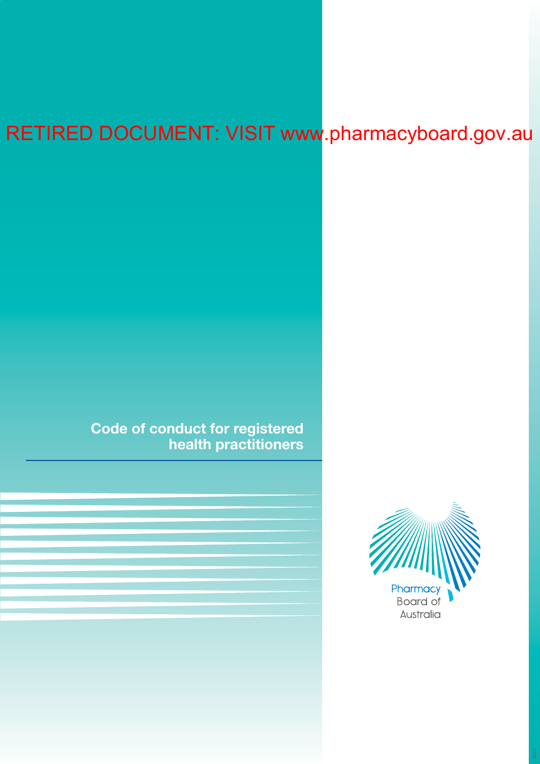RETIRED DOCUMENT: VISIT www.pharmacyboard.gov.au

# Code of conduct for registered health practitioners

Pharmacy Board of Australia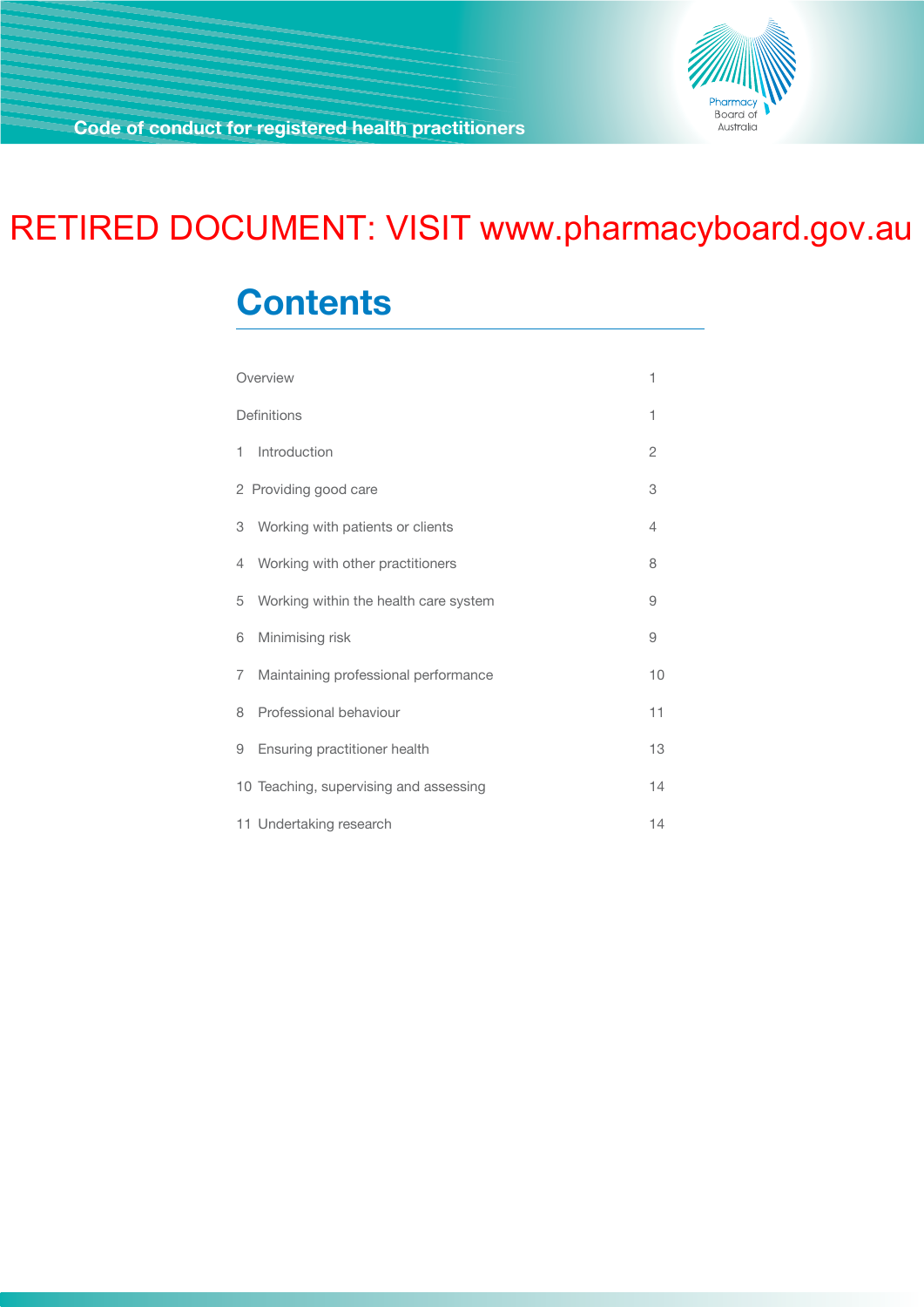RETIRED DOCUMENT: VISIT www.pharmacyboard.gov.au

# Contents

| | |
|---|---|
| Overview | 1 |
| Definitions | 1 |
| 1 Introduction | 2 |
| 2 Providing good care | 3 |
| 3 Working with patients or clients | 4 |
| 4 Working with other practitioners | 8 |
| 5 Working within the health care system | 9 |
| 6 Minimising risk | 9 |
| 7 Maintaining professional performance | 10 |
| 8 Professional behaviour | 11 |
| 9 Ensuring practitioner health | 13 |
| 10 Teaching, supervising and assessing | 14 |
| 11 Undertaking research | 14 |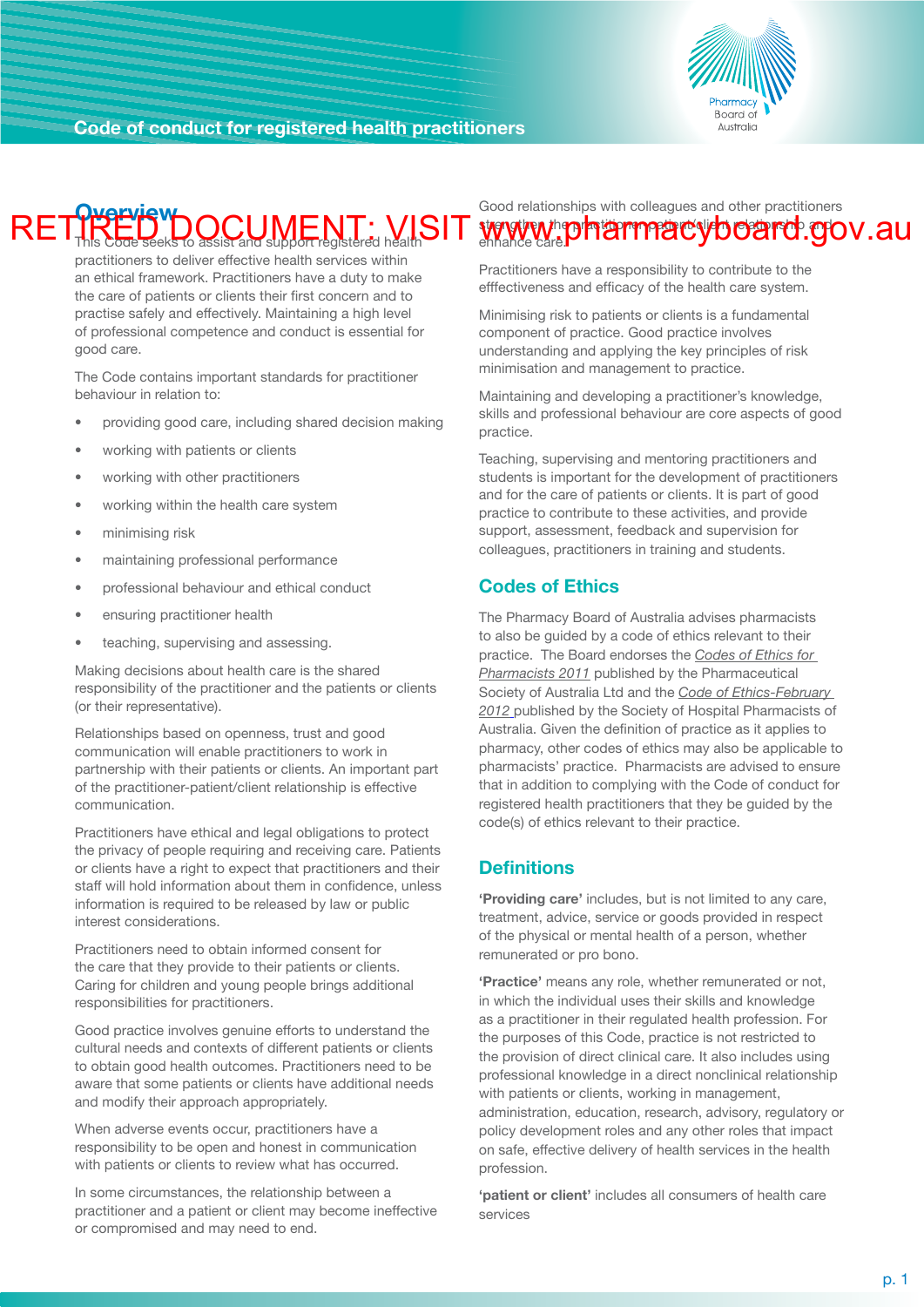RETIRED DOCUMENT: VISIT www.pharmacyboard.gov.au

## Overview

This Code seeks to assist and support registered health practitioners to deliver effective health services within an ethical framework. Practitioners have a duty to make the care of patients or clients their first concern and to practise safely and effectively. Maintaining a high level of professional competence and conduct is essential for good care.

The Code contains important standards for practitioner behaviour in relation to:

- providing good care, including shared decision making
- working with patients or clients
- working with other practitioners
- working within the health care system
- minimising risk
- maintaining professional performance
- professional behaviour and ethical conduct
- ensuring practitioner health
- teaching, supervising and assessing.

Making decisions about health care is the shared responsibility of the practitioner and the patients or clients (or their representative).

Relationships based on openness, trust and good communication will enable practitioners to work in partnership with their patients or clients. An important part of the practitioner-patient/client relationship is effective communication.

Practitioners have ethical and legal obligations to protect the privacy of people requiring and receiving care. Patients or clients have a right to expect that practitioners and their staff will hold information about them in confidence, unless information is required to be released by law or public interest considerations.

Practitioners need to obtain informed consent for the care that they provide to their patients or clients. Caring for children and young people brings additional responsibilities for practitioners.

Good practice involves genuine efforts to understand the cultural needs and contexts of different patients or clients to obtain good health outcomes. Practitioners need to be aware that some patients or clients have additional needs and modify their approach appropriately.

When adverse events occur, practitioners have a responsibility to be open and honest in communication with patients or clients to review what has occurred.

In some circumstances, the relationship between a practitioner and a patient or client may become ineffective or compromised and may need to end.

Good relationships with colleagues and other practitioners strengthen the practitioner-patient/client relationship and enhance care.

Practitioners have a responsibility to contribute to the efffectiveness and efficacy of the health care system.

Minimising risk to patients or clients is a fundamental component of practice. Good practice involves understanding and applying the key principles of risk minimisation and management to practice.

Maintaining and developing a practitioner's knowledge, skills and professional behaviour are core aspects of good practice.

Teaching, supervising and mentoring practitioners and students is important for the development of practitioners and for the care of patients or clients. It is part of good practice to contribute to these activities, and provide support, assessment, feedback and supervision for colleagues, practitioners in training and students.

## Codes of Ethics

The Pharmacy Board of Australia advises pharmacists to also be guided by a code of ethics relevant to their practice. The Board endorses the *Codes of Ethics for Pharmacists 2011* published by the Pharmaceutical Society of Australia Ltd and the *Code of Ethics-February 2012* published by the Society of Hospital Pharmacists of Australia. Given the definition of practice as it applies to pharmacy, other codes of ethics may also be applicable to pharmacists' practice. Pharmacists are advised to ensure that in addition to complying with the Code of conduct for registered health practitioners that they be guided by the code(s) of ethics relevant to their practice.

## Definitions

**'Providing care'** includes, but is not limited to any care, treatment, advice, service or goods provided in respect of the physical or mental health of a person, whether remunerated or pro bono.

**'Practice'** means any role, whether remunerated or not, in which the individual uses their skills and knowledge as a practitioner in their regulated health profession. For the purposes of this Code, practice is not restricted to the provision of direct clinical care. It also includes using professional knowledge in a direct nonclinical relationship with patients or clients, working in management, administration, education, research, advisory, regulatory or policy development roles and any other roles that impact on safe, effective delivery of health services in the health profession.

**'patient or client'** includes all consumers of health care services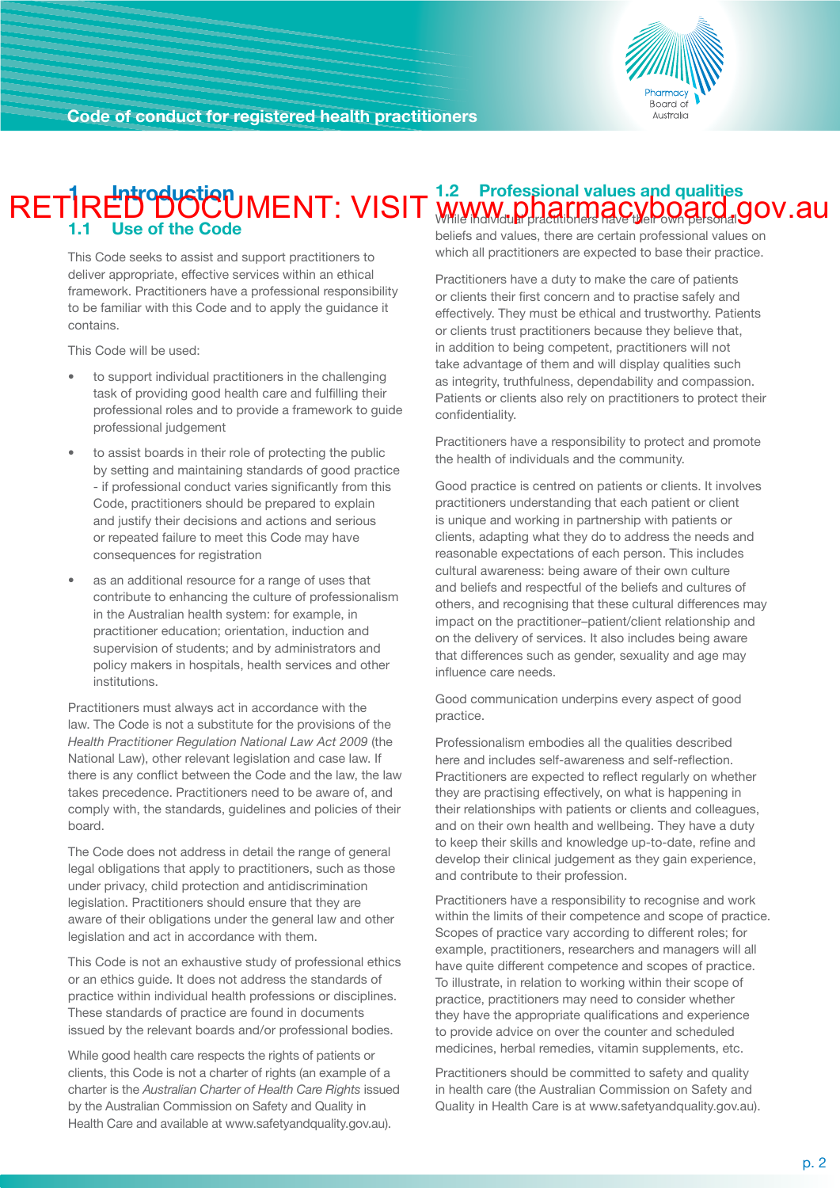RETIRED DOCUMENT: VISIT www.pharmacyboard.gov.au

## 1 Introduction

### 1.1 Use of the Code

This Code seeks to assist and support practitioners to deliver appropriate, effective services within an ethical framework. Practitioners have a professional responsibility to be familiar with this Code and to apply the guidance it contains.

This Code will be used:

- to support individual practitioners in the challenging task of providing good health care and fulfilling their professional roles and to provide a framework to guide professional judgement
- to assist boards in their role of protecting the public by setting and maintaining standards of good practice - if professional conduct varies significantly from this Code, practitioners should be prepared to explain and justify their decisions and actions and serious or repeated failure to meet this Code may have consequences for registration
- as an additional resource for a range of uses that contribute to enhancing the culture of professionalism in the Australian health system: for example, in practitioner education; orientation, induction and supervision of students; and by administrators and policy makers in hospitals, health services and other institutions.

Practitioners must always act in accordance with the law. The Code is not a substitute for the provisions of the *Health Practitioner Regulation National Law Act 2009* (the National Law), other relevant legislation and case law. If there is any conflict between the Code and the law, the law takes precedence. Practitioners need to be aware of, and comply with, the standards, guidelines and policies of their board.

The Code does not address in detail the range of general legal obligations that apply to practitioners, such as those under privacy, child protection and antidiscrimination legislation. Practitioners should ensure that they are aware of their obligations under the general law and other legislation and act in accordance with them.

This Code is not an exhaustive study of professional ethics or an ethics guide. It does not address the standards of practice within individual health professions or disciplines. These standards of practice are found in documents issued by the relevant boards and/or professional bodies.

While good health care respects the rights of patients or clients, this Code is not a charter of rights (an example of a charter is the *Australian Charter of Health Care Rights* issued by the Australian Commission on Safety and Quality in Health Care and available at www.safetyandquality.gov.au).

### 1.2 Professional values and qualities

While individual practitioners have their own personal beliefs and values, there are certain professional values on which all practitioners are expected to base their practice.

Practitioners have a duty to make the care of patients or clients their first concern and to practise safely and effectively. They must be ethical and trustworthy. Patients or clients trust practitioners because they believe that, in addition to being competent, practitioners will not take advantage of them and will display qualities such as integrity, truthfulness, dependability and compassion. Patients or clients also rely on practitioners to protect their confidentiality.

Practitioners have a responsibility to protect and promote the health of individuals and the community.

Good practice is centred on patients or clients. It involves practitioners understanding that each patient or client is unique and working in partnership with patients or clients, adapting what they do to address the needs and reasonable expectations of each person. This includes cultural awareness: being aware of their own culture and beliefs and respectful of the beliefs and cultures of others, and recognising that these cultural differences may impact on the practitioner–patient/client relationship and on the delivery of services. It also includes being aware that differences such as gender, sexuality and age may influence care needs.

Good communication underpins every aspect of good practice.

Professionalism embodies all the qualities described here and includes self-awareness and self-reflection. Practitioners are expected to reflect regularly on whether they are practising effectively, on what is happening in their relationships with patients or clients and colleagues, and on their own health and wellbeing. They have a duty to keep their skills and knowledge up-to-date, refine and develop their clinical judgement as they gain experience, and contribute to their profession.

Practitioners have a responsibility to recognise and work within the limits of their competence and scope of practice. Scopes of practice vary according to different roles; for example, practitioners, researchers and managers will all have quite different competence and scopes of practice. To illustrate, in relation to working within their scope of practice, practitioners may need to consider whether they have the appropriate qualifications and experience to provide advice on over the counter and scheduled medicines, herbal remedies, vitamin supplements, etc.

Practitioners should be committed to safety and quality in health care (the Australian Commission on Safety and Quality in Health Care is at www.safetyandquality.gov.au).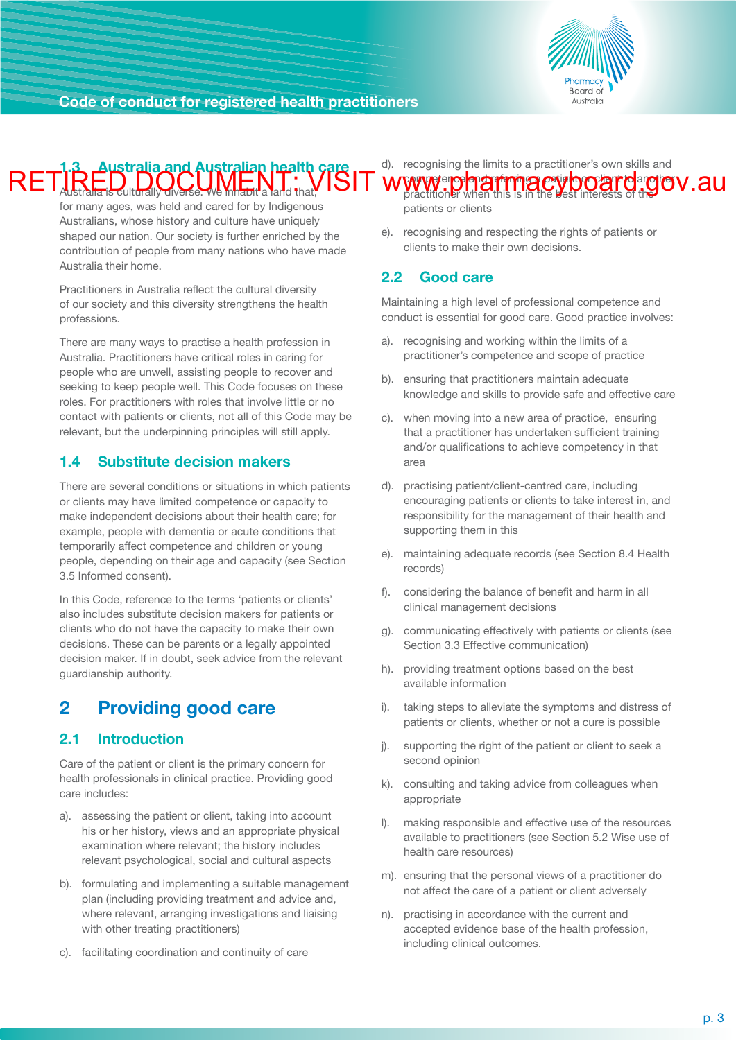RETIRED DOCUMENT: VISIT www.pharmacyboard.gov.au

## 1.3 Australia and Australian health care

Australia is culturally diverse. We inhabit a land that, for many ages, was held and cared for by Indigenous Australians, whose history and culture have uniquely shaped our nation. Our society is further enriched by the contribution of people from many nations who have made Australia their home.

Practitioners in Australia reflect the cultural diversity of our society and this diversity strengthens the health professions.

There are many ways to practise a health profession in Australia. Practitioners have critical roles in caring for people who are unwell, assisting people to recover and seeking to keep people well. This Code focuses on these roles. For practitioners with roles that involve little or no contact with patients or clients, not all of this Code may be relevant, but the underpinning principles will still apply.

## 1.4 Substitute decision makers

There are several conditions or situations in which patients or clients may have limited competence or capacity to make independent decisions about their health care; for example, people with dementia or acute conditions that temporarily affect competence and children or young people, depending on their age and capacity (see Section 3.5 Informed consent).

In this Code, reference to the terms 'patients or clients' also includes substitute decision makers for patients or clients who do not have the capacity to make their own decisions. These can be parents or a legally appointed decision maker. If in doubt, seek advice from the relevant guardianship authority.

# 2 Providing good care

## 2.1 Introduction

Care of the patient or client is the primary concern for health professionals in clinical practice. Providing good care includes:

a). assessing the patient or client, taking into account his or her history, views and an appropriate physical examination where relevant; the history includes relevant psychological, social and cultural aspects

b). formulating and implementing a suitable management plan (including providing treatment and advice and, where relevant, arranging investigations and liaising with other treating practitioners)

c). facilitating coordination and continuity of care

d). recognising the limits to a practitioner's own skills and competence and referring a patient or client to another practitioner when this is in the best interests of the patients or clients

e). recognising and respecting the rights of patients or clients to make their own decisions.

## 2.2 Good care

Maintaining a high level of professional competence and conduct is essential for good care. Good practice involves:

a). recognising and working within the limits of a practitioner's competence and scope of practice

b). ensuring that practitioners maintain adequate knowledge and skills to provide safe and effective care

c). when moving into a new area of practice, ensuring that a practitioner has undertaken sufficient training and/or qualifications to achieve competency in that area

d). practising patient/client-centred care, including encouraging patients or clients to take interest in, and responsibility for the management of their health and supporting them in this

e). maintaining adequate records (see Section 8.4 Health records)

f). considering the balance of benefit and harm in all clinical management decisions

g). communicating effectively with patients or clients (see Section 3.3 Effective communication)

h). providing treatment options based on the best available information

i). taking steps to alleviate the symptoms and distress of patients or clients, whether or not a cure is possible

j). supporting the right of the patient or client to seek a second opinion

k). consulting and taking advice from colleagues when appropriate

l). making responsible and effective use of the resources available to practitioners (see Section 5.2 Wise use of health care resources)

m). ensuring that the personal views of a practitioner do not affect the care of a patient or client adversely

n). practising in accordance with the current and accepted evidence base of the health profession, including clinical outcomes.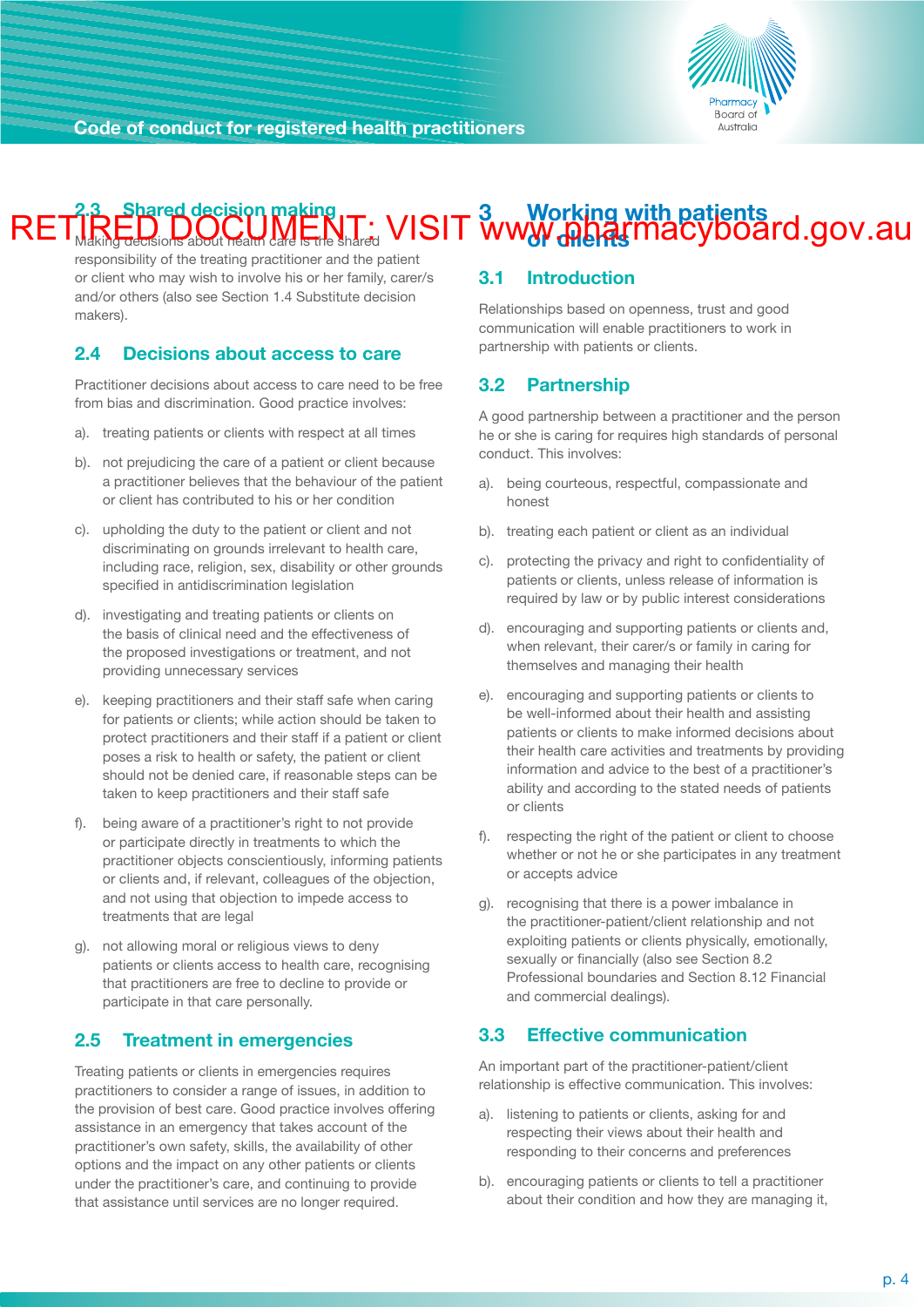RETIRED DOCUMENT: VISIT www.pharmacyboard.gov.au

### 2.3 Shared decision making

Making decisions about health care is the shared responsibility of the treating practitioner and the patient or client who may wish to involve his or her family, carer/s and/or others (also see Section 1.4 Substitute decision makers).

### 2.4 Decisions about access to care

Practitioner decisions about access to care need to be free from bias and discrimination. Good practice involves:

a). treating patients or clients with respect at all times

b). not prejudicing the care of a patient or client because a practitioner believes that the behaviour of the patient or client has contributed to his or her condition

c). upholding the duty to the patient or client and not discriminating on grounds irrelevant to health care, including race, religion, sex, disability or other grounds specified in antidiscrimination legislation

d). investigating and treating patients or clients on the basis of clinical need and the effectiveness of the proposed investigations or treatment, and not providing unnecessary services

e). keeping practitioners and their staff safe when caring for patients or clients; while action should be taken to protect practitioners and their staff if a patient or client poses a risk to health or safety, the patient or client should not be denied care, if reasonable steps can be taken to keep practitioners and their staff safe

f). being aware of a practitioner's right to not provide or participate directly in treatments to which the practitioner objects conscientiously, informing patients or clients and, if relevant, colleagues of the objection, and not using that objection to impede access to treatments that are legal

g). not allowing moral or religious views to deny patients or clients access to health care, recognising that practitioners are free to decline to provide or participate in that care personally.

### 2.5 Treatment in emergencies

Treating patients or clients in emergencies requires practitioners to consider a range of issues, in addition to the provision of best care. Good practice involves offering assistance in an emergency that takes account of the practitioner's own safety, skills, the availability of other options and the impact on any other patients or clients under the practitioner's care, and continuing to provide that assistance until services are no longer required.

## 3 Working with patients or clients

### 3.1 Introduction

Relationships based on openness, trust and good communication will enable practitioners to work in partnership with patients or clients.

### 3.2 Partnership

A good partnership between a practitioner and the person he or she is caring for requires high standards of personal conduct. This involves:

a). being courteous, respectful, compassionate and honest

b). treating each patient or client as an individual

c). protecting the privacy and right to confidentiality of patients or clients, unless release of information is required by law or by public interest considerations

d). encouraging and supporting patients or clients and, when relevant, their carer/s or family in caring for themselves and managing their health

e). encouraging and supporting patients or clients to be well-informed about their health and assisting patients or clients to make informed decisions about their health care activities and treatments by providing information and advice to the best of a practitioner's ability and according to the stated needs of patients or clients

f). respecting the right of the patient or client to choose whether or not he or she participates in any treatment or accepts advice

g). recognising that there is a power imbalance in the practitioner-patient/client relationship and not exploiting patients or clients physically, emotionally, sexually or financially (also see Section 8.2 Professional boundaries and Section 8.12 Financial and commercial dealings).

### 3.3 Effective communication

An important part of the practitioner-patient/client relationship is effective communication. This involves:

a). listening to patients or clients, asking for and respecting their views about their health and responding to their concerns and preferences

b). encouraging patients or clients to tell a practitioner about their condition and how they are managing it,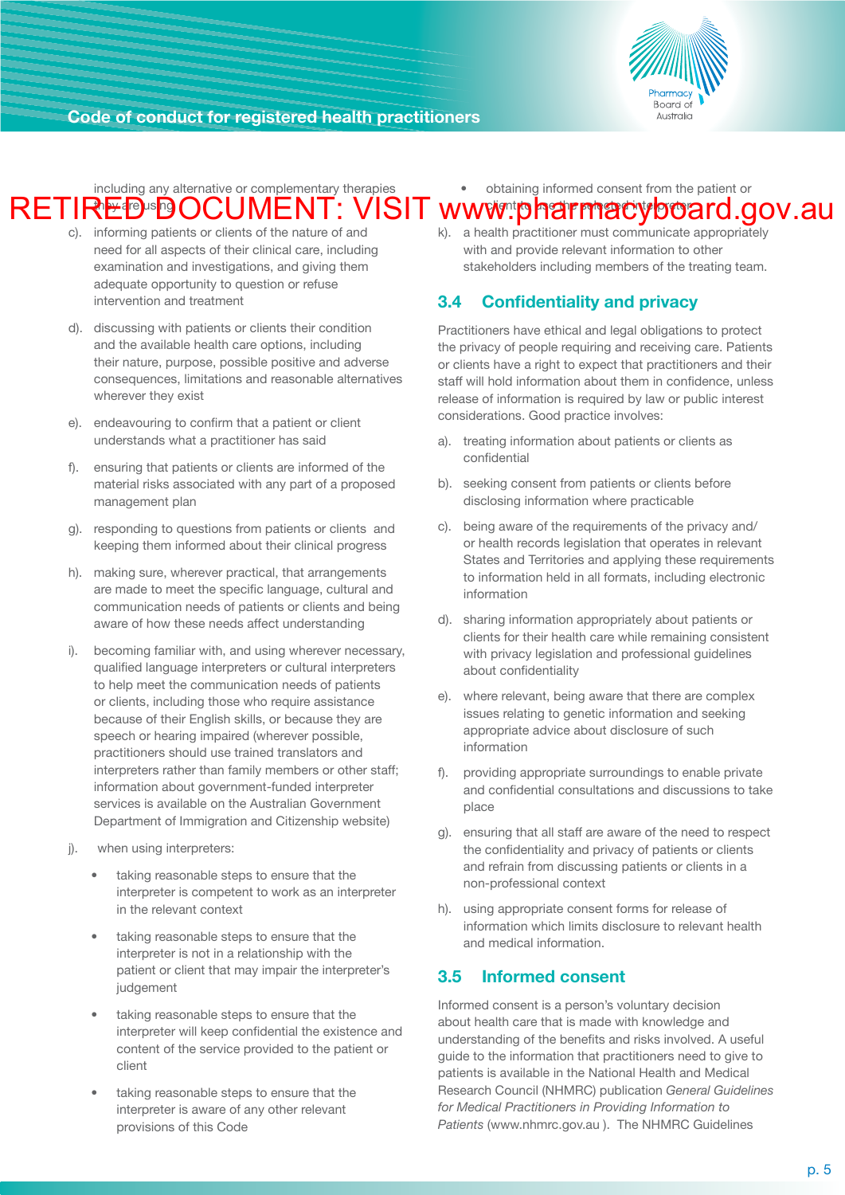including any alternative or complementary therapies they are using

RETIRED DOCUMENT: VISIT www.pharmacyboard.gov.au

c). informing patients or clients of the nature of and need for all aspects of their clinical care, including examination and investigations, and giving them adequate opportunity to question or refuse intervention and treatment

d). discussing with patients or clients their condition and the available health care options, including their nature, purpose, possible positive and adverse consequences, limitations and reasonable alternatives wherever they exist

e). endeavouring to confirm that a patient or client understands what a practitioner has said

f). ensuring that patients or clients are informed of the material risks associated with any part of a proposed management plan

g). responding to questions from patients or clients and keeping them informed about their clinical progress

h). making sure, wherever practical, that arrangements are made to meet the specific language, cultural and communication needs of patients or clients and being aware of how these needs affect understanding

i). becoming familiar with, and using wherever necessary, qualified language interpreters or cultural interpreters to help meet the communication needs of patients or clients, including those who require assistance because of their English skills, or because they are speech or hearing impaired (wherever possible, practitioners should use trained translators and interpreters rather than family members or other staff; information about government-funded interpreter services is available on the Australian Government Department of Immigration and Citizenship website)

j). when using interpreters:

- taking reasonable steps to ensure that the interpreter is competent to work as an interpreter in the relevant context
- taking reasonable steps to ensure that the interpreter is not in a relationship with the patient or client that may impair the interpreter's judgement
- taking reasonable steps to ensure that the interpreter will keep confidential the existence and content of the service provided to the patient or client
- taking reasonable steps to ensure that the interpreter is aware of any other relevant provisions of this Code
- obtaining informed consent from the patient or client to use the selected interpreter

k). a health practitioner must communicate appropriately with and provide relevant information to other stakeholders including members of the treating team.

## 3.4 Confidentiality and privacy

Practitioners have ethical and legal obligations to protect the privacy of people requiring and receiving care. Patients or clients have a right to expect that practitioners and their staff will hold information about them in confidence, unless release of information is required by law or public interest considerations. Good practice involves:

a). treating information about patients or clients as confidential

b). seeking consent from patients or clients before disclosing information where practicable

c). being aware of the requirements of the privacy and/or health records legislation that operates in relevant States and Territories and applying these requirements to information held in all formats, including electronic information

d). sharing information appropriately about patients or clients for their health care while remaining consistent with privacy legislation and professional guidelines about confidentiality

e). where relevant, being aware that there are complex issues relating to genetic information and seeking appropriate advice about disclosure of such information

f). providing appropriate surroundings to enable private and confidential consultations and discussions to take place

g). ensuring that all staff are aware of the need to respect the confidentiality and privacy of patients or clients and refrain from discussing patients or clients in a non-professional context

h). using appropriate consent forms for release of information which limits disclosure to relevant health and medical information.

## 3.5 Informed consent

Informed consent is a person's voluntary decision about health care that is made with knowledge and understanding of the benefits and risks involved. A useful guide to the information that practitioners need to give to patients is available in the National Health and Medical Research Council (NHMRC) publication *General Guidelines for Medical Practitioners in Providing Information to Patients* (www.nhmrc.gov.au ). The NHMRC Guidelines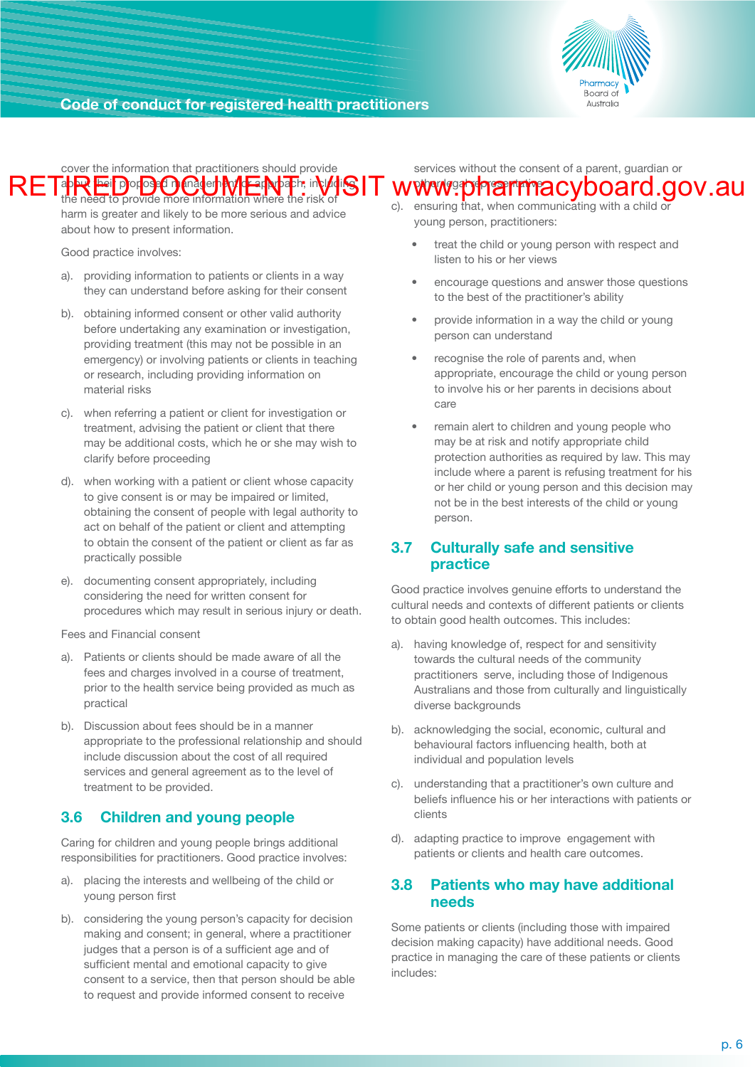cover the information that practitioners should provide about their proposed management or approach, including the need to provide more information where the risk of harm is greater and likely to be more serious and advice about how to present information.

RETIRED DOCUMENT: VISIT www.pharmacyboard.gov.au

Good practice involves:

a). providing information to patients or clients in a way they can understand before asking for their consent

b). obtaining informed consent or other valid authority before undertaking any examination or investigation, providing treatment (this may not be possible in an emergency) or involving patients or clients in teaching or research, including providing information on material risks

c). when referring a patient or client for investigation or treatment, advising the patient or client that there may be additional costs, which he or she may wish to clarify before proceeding

d). when working with a patient or client whose capacity to give consent is or may be impaired or limited, obtaining the consent of people with legal authority to act on behalf of the patient or client and attempting to obtain the consent of the patient or client as far as practically possible

e). documenting consent appropriately, including considering the need for written consent for procedures which may result in serious injury or death.

Fees and Financial consent

a). Patients or clients should be made aware of all the fees and charges involved in a course of treatment, prior to the health service being provided as much as practical

b). Discussion about fees should be in a manner appropriate to the professional relationship and should include discussion about the cost of all required services and general agreement as to the level of treatment to be provided.

## 3.6 Children and young people

Caring for children and young people brings additional responsibilities for practitioners. Good practice involves:

a). placing the interests and wellbeing of the child or young person first

b). considering the young person's capacity for decision making and consent; in general, where a practitioner judges that a person is of a sufficient age and of sufficient mental and emotional capacity to give consent to a service, then that person should be able to request and provide informed consent to receive services without the consent of a parent, guardian or other legal representative

c). ensuring that, when communicating with a child or young person, practitioners:

- treat the child or young person with respect and listen to his or her views
- encourage questions and answer those questions to the best of the practitioner's ability
- provide information in a way the child or young person can understand
- recognise the role of parents and, when appropriate, encourage the child or young person to involve his or her parents in decisions about care
- remain alert to children and young people who may be at risk and notify appropriate child protection authorities as required by law. This may include where a parent is refusing treatment for his or her child or young person and this decision may not be in the best interests of the child or young person.

## 3.7 Culturally safe and sensitive practice

Good practice involves genuine efforts to understand the cultural needs and contexts of different patients or clients to obtain good health outcomes. This includes:

a). having knowledge of, respect for and sensitivity towards the cultural needs of the community practitioners serve, including those of Indigenous Australians and those from culturally and linguistically diverse backgrounds

b). acknowledging the social, economic, cultural and behavioural factors influencing health, both at individual and population levels

c). understanding that a practitioner's own culture and beliefs influence his or her interactions with patients or clients

d). adapting practice to improve engagement with patients or clients and health care outcomes.

## 3.8 Patients who may have additional needs

Some patients or clients (including those with impaired decision making capacity) have additional needs. Good practice in managing the care of these patients or clients includes: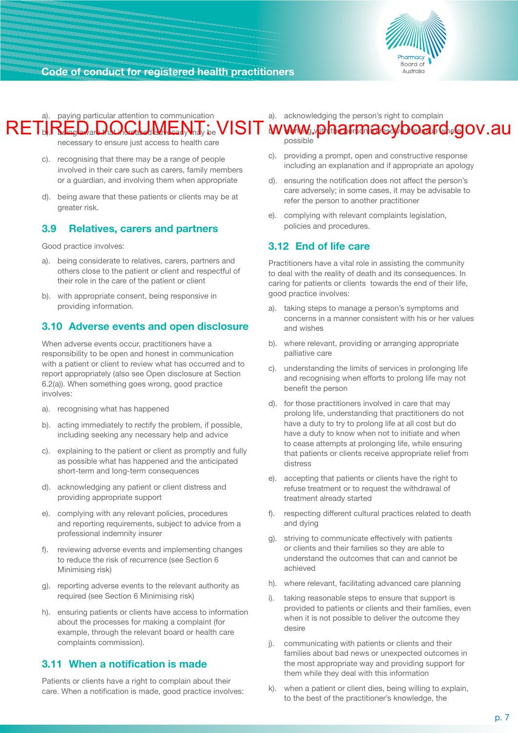RETIRED DOCUMENT: VISIT www.pharmacyboard.gov.au

a). paying particular attention to communication

b). being aware that increased advocacy may be necessary to ensure just access to health care

c). recognising that there may be a range of people involved in their care such as carers, family members or a guardian, and involving them when appropriate

d). being aware that these patients or clients may be at greater risk.

### 3.9 Relatives, carers and partners

Good practice involves:

a). being considerate to relatives, carers, partners and others close to the patient or client and respectful of their role in the care of the patient or client

b). with appropriate consent, being responsive in providing information.

### 3.10 Adverse events and open disclosure

When adverse events occur, practitioners have a responsibility to be open and honest in communication with a patient or client to review what has occurred and to report appropriately (also see Open disclosure at Section 6.2(a)). When something goes wrong, good practice involves:

a). recognising what has happened

b). acting immediately to rectify the problem, if possible, including seeking any necessary help and advice

c). explaining to the patient or client as promptly and fully as possible what has happened and the anticipated short-term and long-term consequences

d). acknowledging any patient or client distress and providing appropriate support

e). complying with any relevant policies, procedures and reporting requirements, subject to advice from a professional indemnity insurer

f). reviewing adverse events and implementing changes to reduce the risk of recurrence (see Section 6 Minimising risk)

g). reporting adverse events to the relevant authority as required (see Section 6 Minimising risk)

h). ensuring patients or clients have access to information about the processes for making a complaint (for example, through the relevant board or health care complaints commission).

### 3.11 When a notification is made

Patients or clients have a right to complain about their care. When a notification is made, good practice involves:

a). acknowledging the person's right to complain

b). working with the person to resolve the issue where possible

c). providing a prompt, open and constructive response including an explanation and if appropriate an apology

d). ensuring the notification does not affect the person's care adversely; in some cases, it may be advisable to refer the person to another practitioner

e). complying with relevant complaints legislation, policies and procedures.

### 3.12 End of life care

Practitioners have a vital role in assisting the community to deal with the reality of death and its consequences. In caring for patients or clients towards the end of their life, good practice involves:

a). taking steps to manage a person's symptoms and concerns in a manner consistent with his or her values and wishes

b). where relevant, providing or arranging appropriate palliative care

c). understanding the limits of services in prolonging life and recognising when efforts to prolong life may not benefit the person

d). for those practitioners involved in care that may prolong life, understanding that practitioners do not have a duty to try to prolong life at all cost but do have a duty to know when not to initiate and when to cease attempts at prolonging life, while ensuring that patients or clients receive appropriate relief from distress

e). accepting that patients or clients have the right to refuse treatment or to request the withdrawal of treatment already started

f). respecting different cultural practices related to death and dying

g). striving to communicate effectively with patients or clients and their families so they are able to understand the outcomes that can and cannot be achieved

h). where relevant, facilitating advanced care planning

i). taking reasonable steps to ensure that support is provided to patients or clients and their families, even when it is not possible to deliver the outcome they desire

j). communicating with patients or clients and their families about bad news or unexpected outcomes in the most appropriate way and providing support for them while they deal with this information

k). when a patient or client dies, being willing to explain, to the best of the practitioner's knowledge, the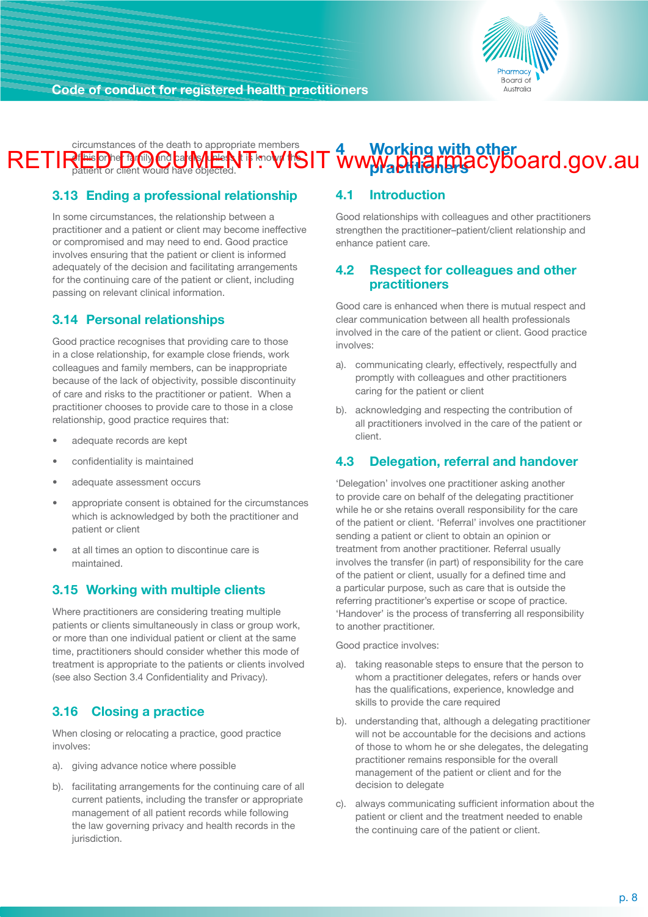RETIRED DOCUMENT: VISIT www.pharmacyboard.gov.au

circumstances of the death to appropriate members of his or her family and carers, unless it is known the patient or client would have objected.

### 3.13 Ending a professional relationship

In some circumstances, the relationship between a practitioner and a patient or client may become ineffective or compromised and may need to end. Good practice involves ensuring that the patient or client is informed adequately of the decision and facilitating arrangements for the continuing care of the patient or client, including passing on relevant clinical information.

### 3.14 Personal relationships

Good practice recognises that providing care to those in a close relationship, for example close friends, work colleagues and family members, can be inappropriate because of the lack of objectivity, possible discontinuity of care and risks to the practitioner or patient. When a practitioner chooses to provide care to those in a close relationship, good practice requires that:

- adequate records are kept
- confidentiality is maintained
- adequate assessment occurs
- appropriate consent is obtained for the circumstances which is acknowledged by both the practitioner and patient or client
- at all times an option to discontinue care is maintained.

### 3.15 Working with multiple clients

Where practitioners are considering treating multiple patients or clients simultaneously in class or group work, or more than one individual patient or client at the same time, practitioners should consider whether this mode of treatment is appropriate to the patients or clients involved (see also Section 3.4 Confidentiality and Privacy).

### 3.16 Closing a practice

When closing or relocating a practice, good practice involves:

a). giving advance notice where possible

b). facilitating arrangements for the continuing care of all current patients, including the transfer or appropriate management of all patient records while following the law governing privacy and health records in the jurisdiction.

## 4 Working with other practitioners

### 4.1 Introduction

Good relationships with colleagues and other practitioners strengthen the practitioner–patient/client relationship and enhance patient care.

### 4.2 Respect for colleagues and other practitioners

Good care is enhanced when there is mutual respect and clear communication between all health professionals involved in the care of the patient or client. Good practice involves:

a). communicating clearly, effectively, respectfully and promptly with colleagues and other practitioners caring for the patient or client

b). acknowledging and respecting the contribution of all practitioners involved in the care of the patient or client.

### 4.3 Delegation, referral and handover

'Delegation' involves one practitioner asking another to provide care on behalf of the delegating practitioner while he or she retains overall responsibility for the care of the patient or client. 'Referral' involves one practitioner sending a patient or client to obtain an opinion or treatment from another practitioner. Referral usually involves the transfer (in part) of responsibility for the care of the patient or client, usually for a defined time and a particular purpose, such as care that is outside the referring practitioner's expertise or scope of practice. 'Handover' is the process of transferring all responsibility to another practitioner.

Good practice involves:

a). taking reasonable steps to ensure that the person to whom a practitioner delegates, refers or hands over has the qualifications, experience, knowledge and skills to provide the care required

b). understanding that, although a delegating practitioner will not be accountable for the decisions and actions of those to whom he or she delegates, the delegating practitioner remains responsible for the overall management of the patient or client and for the decision to delegate

c). always communicating sufficient information about the patient or client and the treatment needed to enable the continuing care of the patient or client.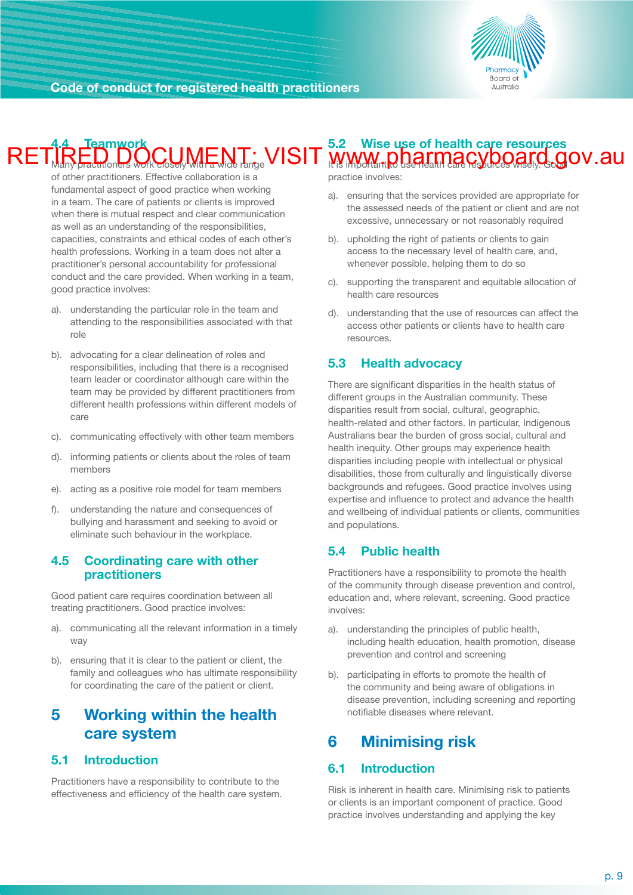RETIRED DOCUMENT: VISIT www.pharmacyboard.gov.au

### 4.4 Teamwork

Many practitioners work closely with a wide range of other practitioners. Effective collaboration is a fundamental aspect of good practice when working in a team. The care of patients or clients is improved when there is mutual respect and clear communication as well as an understanding of the responsibilities, capacities, constraints and ethical codes of each other's health professions. Working in a team does not alter a practitioner's personal accountability for professional conduct and the care provided. When working in a team, good practice involves:

a). understanding the particular role in the team and attending to the responsibilities associated with that role

b). advocating for a clear delineation of roles and responsibilities, including that there is a recognised team leader or coordinator although care within the team may be provided by different practitioners from different health professions within different models of care

c). communicating effectively with other team members

d). informing patients or clients about the roles of team members

e). acting as a positive role model for team members

f). understanding the nature and consequences of bullying and harassment and seeking to avoid or eliminate such behaviour in the workplace.

### 4.5 Coordinating care with other practitioners

Good patient care requires coordination between all treating practitioners. Good practice involves:

a). communicating all the relevant information in a timely way

b). ensuring that it is clear to the patient or client, the family and colleagues who has ultimate responsibility for coordinating the care of the patient or client.

## 5 Working within the health care system

### 5.1 Introduction

Practitioners have a responsibility to contribute to the effectiveness and efficiency of the health care system.

### 5.2 Wise use of health care resources

It is important to use health care resources wisely. Good practice involves:

a). ensuring that the services provided are appropriate for the assessed needs of the patient or client and are not excessive, unnecessary or not reasonably required

b). upholding the right of patients or clients to gain access to the necessary level of health care, and, whenever possible, helping them to do so

c). supporting the transparent and equitable allocation of health care resources

d). understanding that the use of resources can affect the access other patients or clients have to health care resources.

### 5.3 Health advocacy

There are significant disparities in the health status of different groups in the Australian community. These disparities result from social, cultural, geographic, health-related and other factors. In particular, Indigenous Australians bear the burden of gross social, cultural and health inequity. Other groups may experience health disparities including people with intellectual or physical disabilities, those from culturally and linguistically diverse backgrounds and refugees. Good practice involves using expertise and influence to protect and advance the health and wellbeing of individual patients or clients, communities and populations.

### 5.4 Public health

Practitioners have a responsibility to promote the health of the community through disease prevention and control, education and, where relevant, screening. Good practice involves:

a). understanding the principles of public health, including health education, health promotion, disease prevention and control and screening

b). participating in efforts to promote the health of the community and being aware of obligations in disease prevention, including screening and reporting notifiable diseases where relevant.

## 6 Minimising risk

### 6.1 Introduction

Risk is inherent in health care. Minimising risk to patients or clients is an important component of practice. Good practice involves understanding and applying the key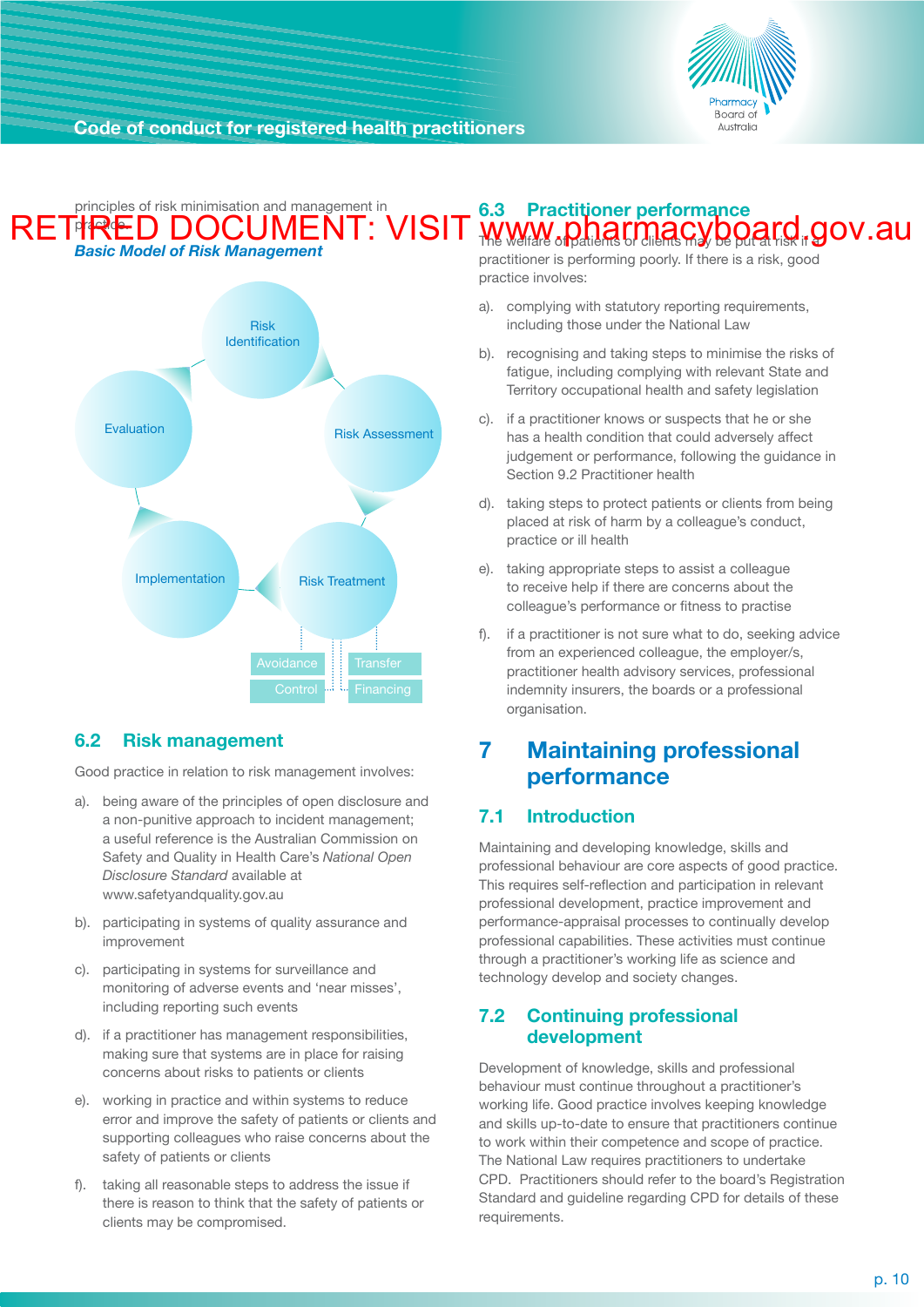RETIRED DOCUMENT: VISIT www.pharmacyboard.gov.au

principles of risk minimisation and management in practice.

***Basic Model of Risk Management***

Risk Identification → Risk Assessment → Risk Treatment → Implementation → Evaluation

Risk Treatment: Avoidance, Transfer, Control, Financing

## 6.2 Risk management

Good practice in relation to risk management involves:

a). being aware of the principles of open disclosure and a non-punitive approach to incident management; a useful reference is the Australian Commission on Safety and Quality in Health Care's *National Open Disclosure Standard* available at www.safetyandquality.gov.au

b). participating in systems of quality assurance and improvement

c). participating in systems for surveillance and monitoring of adverse events and 'near misses', including reporting such events

d). if a practitioner has management responsibilities, making sure that systems are in place for raising concerns about risks to patients or clients

e). working in practice and within systems to reduce error and improve the safety of patients or clients and supporting colleagues who raise concerns about the safety of patients or clients

f). taking all reasonable steps to address the issue if there is reason to think that the safety of patients or clients may be compromised.

## 6.3 Practitioner performance

The welfare of patients or clients may be put at risk if a practitioner is performing poorly. If there is a risk, good practice involves:

a). complying with statutory reporting requirements, including those under the National Law

b). recognising and taking steps to minimise the risks of fatigue, including complying with relevant State and Territory occupational health and safety legislation

c). if a practitioner knows or suspects that he or she has a health condition that could adversely affect judgement or performance, following the guidance in Section 9.2 Practitioner health

d). taking steps to protect patients or clients from being placed at risk of harm by a colleague's conduct, practice or ill health

e). taking appropriate steps to assist a colleague to receive help if there are concerns about the colleague's performance or fitness to practise

f). if a practitioner is not sure what to do, seeking advice from an experienced colleague, the employer/s, practitioner health advisory services, professional indemnity insurers, the boards or a professional organisation.

# 7 Maintaining professional performance

## 7.1 Introduction

Maintaining and developing knowledge, skills and professional behaviour are core aspects of good practice. This requires self-reflection and participation in relevant professional development, practice improvement and performance-appraisal processes to continually develop professional capabilities. These activities must continue through a practitioner's working life as science and technology develop and society changes.

## 7.2 Continuing professional development

Development of knowledge, skills and professional behaviour must continue throughout a practitioner's working life. Good practice involves keeping knowledge and skills up-to-date to ensure that practitioners continue to work within their competence and scope of practice. The National Law requires practitioners to undertake CPD. Practitioners should refer to the board's Registration Standard and guideline regarding CPD for details of these requirements.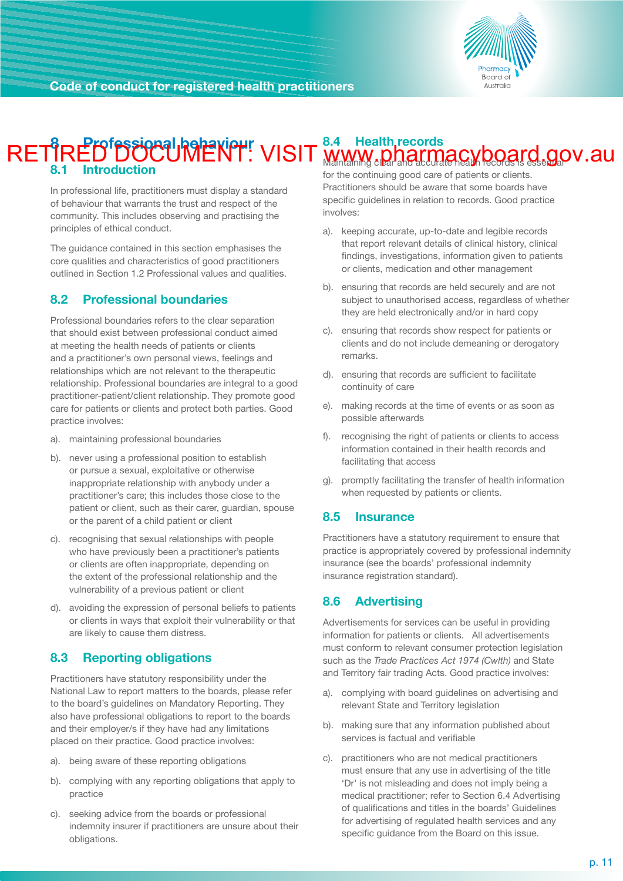RETIRED DOCUMENT: VISIT www.pharmacyboard.gov.au

## 8 Professional behaviour

### 8.1 Introduction

In professional life, practitioners must display a standard of behaviour that warrants the trust and respect of the community. This includes observing and practising the principles of ethical conduct.

The guidance contained in this section emphasises the core qualities and characteristics of good practitioners outlined in Section 1.2 Professional values and qualities.

### 8.2 Professional boundaries

Professional boundaries refers to the clear separation that should exist between professional conduct aimed at meeting the health needs of patients or clients and a practitioner's own personal views, feelings and relationships which are not relevant to the therapeutic relationship. Professional boundaries are integral to a good practitioner-patient/client relationship. They promote good care for patients or clients and protect both parties. Good practice involves:

a). maintaining professional boundaries

b). never using a professional position to establish or pursue a sexual, exploitative or otherwise inappropriate relationship with anybody under a practitioner's care; this includes those close to the patient or client, such as their carer, guardian, spouse or the parent of a child patient or client

c). recognising that sexual relationships with people who have previously been a practitioner's patients or clients are often inappropriate, depending on the extent of the professional relationship and the vulnerability of a previous patient or client

d). avoiding the expression of personal beliefs to patients or clients in ways that exploit their vulnerability or that are likely to cause them distress.

### 8.3 Reporting obligations

Practitioners have statutory responsibility under the National Law to report matters to the boards, please refer to the board's guidelines on Mandatory Reporting. They also have professional obligations to report to the boards and their employer/s if they have had any limitations placed on their practice. Good practice involves:

a). being aware of these reporting obligations

b). complying with any reporting obligations that apply to practice

c). seeking advice from the boards or professional indemnity insurer if practitioners are unsure about their obligations.

### 8.4 Health records

Maintaining clear and accurate health records is essential for the continuing good care of patients or clients. Practitioners should be aware that some boards have specific guidelines in relation to records. Good practice involves:

a). keeping accurate, up-to-date and legible records that report relevant details of clinical history, clinical findings, investigations, information given to patients or clients, medication and other management

b). ensuring that records are held securely and are not subject to unauthorised access, regardless of whether they are held electronically and/or in hard copy

c). ensuring that records show respect for patients or clients and do not include demeaning or derogatory remarks.

d). ensuring that records are sufficient to facilitate continuity of care

e). making records at the time of events or as soon as possible afterwards

f). recognising the right of patients or clients to access information contained in their health records and facilitating that access

g). promptly facilitating the transfer of health information when requested by patients or clients.

### 8.5 Insurance

Practitioners have a statutory requirement to ensure that practice is appropriately covered by professional indemnity insurance (see the boards' professional indemnity insurance registration standard).

### 8.6 Advertising

Advertisements for services can be useful in providing information for patients or clients. All advertisements must conform to relevant consumer protection legislation such as the *Trade Practices Act 1974 (Cwlth)* and State and Territory fair trading Acts. Good practice involves:

a). complying with board guidelines on advertising and relevant State and Territory legislation

b). making sure that any information published about services is factual and verifiable

c). practitioners who are not medical practitioners must ensure that any use in advertising of the title 'Dr' is not misleading and does not imply being a medical practitioner; refer to Section 6.4 Advertising of qualifications and titles in the boards' Guidelines for advertising of regulated health services and any specific guidance from the Board on this issue.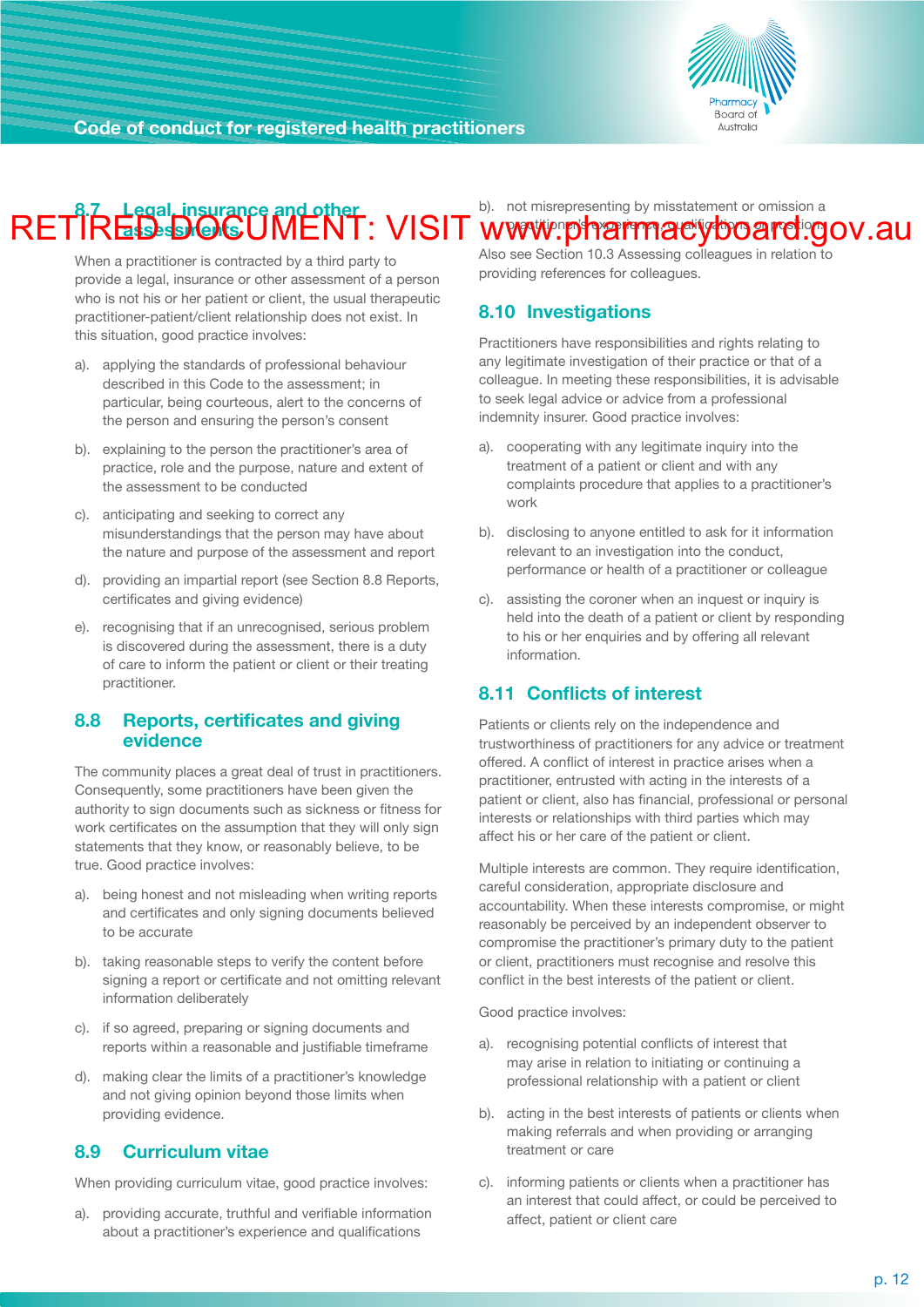RETIRED DOCUMENT: VISIT www.pharmacyboard.gov.au

### 8.7 Legal, insurance and other assessments

When a practitioner is contracted by a third party to provide a legal, insurance or other assessment of a person who is not his or her patient or client, the usual therapeutic practitioner-patient/client relationship does not exist. In this situation, good practice involves:

a). applying the standards of professional behaviour described in this Code to the assessment; in particular, being courteous, alert to the concerns of the person and ensuring the person's consent

b). explaining to the person the practitioner's area of practice, role and the purpose, nature and extent of the assessment to be conducted

c). anticipating and seeking to correct any misunderstandings that the person may have about the nature and purpose of the assessment and report

d). providing an impartial report (see Section 8.8 Reports, certificates and giving evidence)

e). recognising that if an unrecognised, serious problem is discovered during the assessment, there is a duty of care to inform the patient or client or their treating practitioner.

### 8.8 Reports, certificates and giving evidence

The community places a great deal of trust in practitioners. Consequently, some practitioners have been given the authority to sign documents such as sickness or fitness for work certificates on the assumption that they will only sign statements that they know, or reasonably believe, to be true. Good practice involves:

a). being honest and not misleading when writing reports and certificates and only signing documents believed to be accurate

b). taking reasonable steps to verify the content before signing a report or certificate and not omitting relevant information deliberately

c). if so agreed, preparing or signing documents and reports within a reasonable and justifiable timeframe

d). making clear the limits of a practitioner's knowledge and not giving opinion beyond those limits when providing evidence.

### 8.9 Curriculum vitae

When providing curriculum vitae, good practice involves:

a). providing accurate, truthful and verifiable information about a practitioner's experience and qualifications

b). not misrepresenting by misstatement or omission a practitioner's experience, qualifications or position.

Also see Section 10.3 Assessing colleagues in relation to providing references for colleagues.

### 8.10 Investigations

Practitioners have responsibilities and rights relating to any legitimate investigation of their practice or that of a colleague. In meeting these responsibilities, it is advisable to seek legal advice or advice from a professional indemnity insurer. Good practice involves:

a). cooperating with any legitimate inquiry into the treatment of a patient or client and with any complaints procedure that applies to a practitioner's work

b). disclosing to anyone entitled to ask for it information relevant to an investigation into the conduct, performance or health of a practitioner or colleague

c). assisting the coroner when an inquest or inquiry is held into the death of a patient or client by responding to his or her enquiries and by offering all relevant information.

### 8.11 Conflicts of interest

Patients or clients rely on the independence and trustworthiness of practitioners for any advice or treatment offered. A conflict of interest in practice arises when a practitioner, entrusted with acting in the interests of a patient or client, also has financial, professional or personal interests or relationships with third parties which may affect his or her care of the patient or client.

Multiple interests are common. They require identification, careful consideration, appropriate disclosure and accountability. When these interests compromise, or might reasonably be perceived by an independent observer to compromise the practitioner's primary duty to the patient or client, practitioners must recognise and resolve this conflict in the best interests of the patient or client.

Good practice involves:

a). recognising potential conflicts of interest that may arise in relation to initiating or continuing a professional relationship with a patient or client

b). acting in the best interests of patients or clients when making referrals and when providing or arranging treatment or care

c). informing patients or clients when a practitioner has an interest that could affect, or could be perceived to affect, patient or client care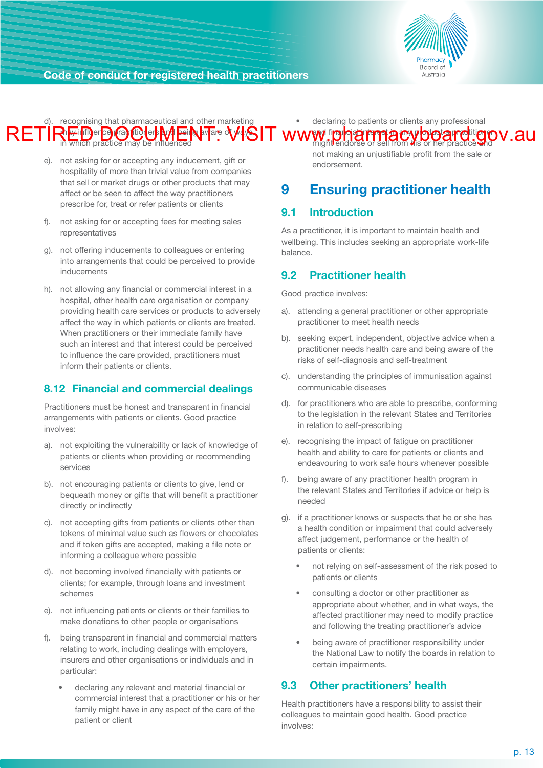RETIRED DOCUMENT: VISIT www.pharmacyboard.gov.au

d). recognising that pharmaceutical and other marketing may influence practitioners and being aware of ways in which practice may be influenced

e). not asking for or accepting any inducement, gift or hospitality of more than trivial value from companies that sell or market drugs or other products that may affect or be seen to affect the way practitioners prescribe for, treat or refer patients or clients

f). not asking for or accepting fees for meeting sales representatives

g). not offering inducements to colleagues or entering into arrangements that could be perceived to provide inducements

h). not allowing any financial or commercial interest in a hospital, other health care organisation or company providing health care services or products to adversely affect the way in which patients or clients are treated. When practitioners or their immediate family have such an interest and that interest could be perceived to influence the care provided, practitioners must inform their patients or clients.

### 8.12 Financial and commercial dealings

Practitioners must be honest and transparent in financial arrangements with patients or clients. Good practice involves:

a). not exploiting the vulnerability or lack of knowledge of patients or clients when providing or recommending services

b). not encouraging patients or clients to give, lend or bequeath money or gifts that will benefit a practitioner directly or indirectly

c). not accepting gifts from patients or clients other than tokens of minimal value such as flowers or chocolates and if token gifts are accepted, making a file note or informing a colleague where possible

d). not becoming involved financially with patients or clients; for example, through loans and investment schemes

e). not influencing patients or clients or their families to make donations to other people or organisations

f). being transparent in financial and commercial matters relating to work, including dealings with employers, insurers and other organisations or individuals and in particular:

- declaring any relevant and material financial or commercial interest that a practitioner or his or her family might have in any aspect of the care of the patient or client
- declaring to patients or clients any professional and financial interest in any product a practitioner might endorse or sell from his or her practice and not making an unjustifiable profit from the sale or endorsement.

## 9 Ensuring practitioner health

### 9.1 Introduction

As a practitioner, it is important to maintain health and wellbeing. This includes seeking an appropriate work-life balance.

### 9.2 Practitioner health

Good practice involves:

a). attending a general practitioner or other appropriate practitioner to meet health needs

b). seeking expert, independent, objective advice when a practitioner needs health care and being aware of the risks of self-diagnosis and self-treatment

c). understanding the principles of immunisation against communicable diseases

d). for practitioners who are able to prescribe, conforming to the legislation in the relevant States and Territories in relation to self-prescribing

e). recognising the impact of fatigue on practitioner health and ability to care for patients or clients and endeavouring to work safe hours whenever possible

f). being aware of any practitioner health program in the relevant States and Territories if advice or help is needed

g). if a practitioner knows or suspects that he or she has a health condition or impairment that could adversely affect judgement, performance or the health of patients or clients:

- not relying on self-assessment of the risk posed to patients or clients
- consulting a doctor or other practitioner as appropriate about whether, and in what ways, the affected practitioner may need to modify practice and following the treating practitioner's advice
- being aware of practitioner responsibility under the National Law to notify the boards in relation to certain impairments.

### 9.3 Other practitioners' health

Health practitioners have a responsibility to assist their colleagues to maintain good health. Good practice involves: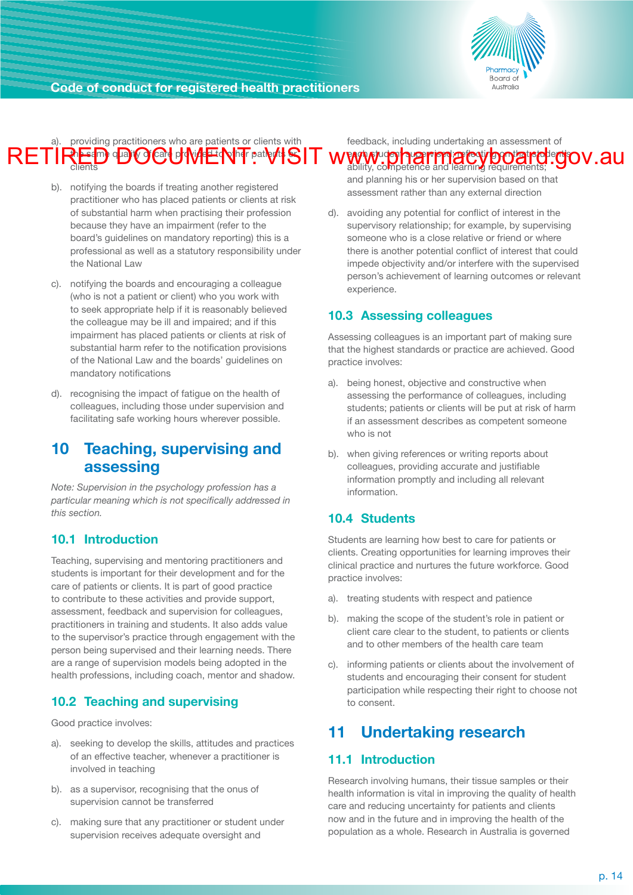RETIRED DOCUMENT: VISIT www.pharmacyboard.gov.au

a). providing practitioners who are patients or clients with the same quality of care provided to other patients or clients

b). notifying the boards if treating another registered practitioner who has placed patients or clients at risk of substantial harm when practising their profession because they have an impairment (refer to the board's guidelines on mandatory reporting) this is a professional as well as a statutory responsibility under the National Law

c). notifying the boards and encouraging a colleague (who is not a patient or client) who you work with to seek appropriate help if it is reasonably believed the colleague may be ill and impaired; and if this impairment has placed patients or clients at risk of substantial harm refer to the notification provisions of the National Law and the boards' guidelines on mandatory notifications

d). recognising the impact of fatigue on the health of colleagues, including those under supervision and facilitating safe working hours wherever possible.

# 10 Teaching, supervising and assessing

*Note: Supervision in the psychology profession has a particular meaning which is not specifically addressed in this section.*

## 10.1 Introduction

Teaching, supervising and mentoring practitioners and students is important for their development and for the care of patients or clients. It is part of good practice to contribute to these activities and provide support, assessment, feedback and supervision for colleagues, practitioners in training and students. It also adds value to the supervisor's practice through engagement with the person being supervised and their learning needs. There are a range of supervision models being adopted in the health professions, including coach, mentor and shadow.

## 10.2 Teaching and supervising

Good practice involves:

a). seeking to develop the skills, attitudes and practices of an effective teacher, whenever a practitioner is involved in teaching

b). as a supervisor, recognising that the onus of supervision cannot be transferred

c). making sure that any practitioner or student under supervision receives adequate oversight and feedback, including undertaking an assessment of each student supervised; reflecting on that student's ability, competence and learning requirements; and planning his or her supervision based on that assessment rather than any external direction

d). avoiding any potential for conflict of interest in the supervisory relationship; for example, by supervising someone who is a close relative or friend or where there is another potential conflict of interest that could impede objectivity and/or interfere with the supervised person's achievement of learning outcomes or relevant experience.

## 10.3 Assessing colleagues

Assessing colleagues is an important part of making sure that the highest standards or practice are achieved. Good practice involves:

a). being honest, objective and constructive when assessing the performance of colleagues, including students; patients or clients will be put at risk of harm if an assessment describes as competent someone who is not

b). when giving references or writing reports about colleagues, providing accurate and justifiable information promptly and including all relevant information.

## 10.4 Students

Students are learning how best to care for patients or clients. Creating opportunities for learning improves their clinical practice and nurtures the future workforce. Good practice involves:

a). treating students with respect and patience

b). making the scope of the student's role in patient or client care clear to the student, to patients or clients and to other members of the health care team

c). informing patients or clients about the involvement of students and encouraging their consent for student participation while respecting their right to choose not to consent.

# 11 Undertaking research

## 11.1 Introduction

Research involving humans, their tissue samples or their health information is vital in improving the quality of health care and reducing uncertainty for patients and clients now and in the future and in improving the health of the population as a whole. Research in Australia is governed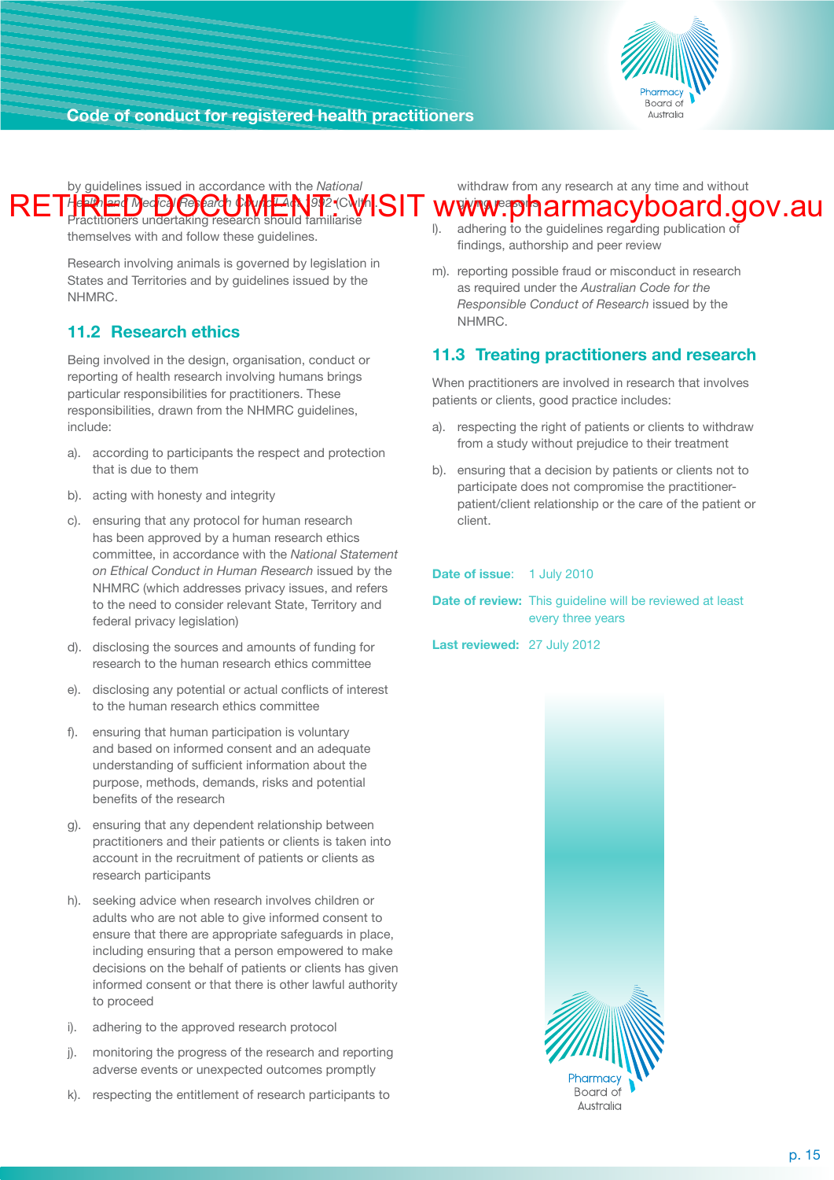RETIRED DOCUMENT: VISIT www.pharmacyboard.gov.au

by guidelines issued in accordance with the *National Health and Medical Research Council Act 1992* (Cwlth). Practitioners undertaking research should familiarise themselves with and follow these guidelines.

Research involving animals is governed by legislation in States and Territories and by guidelines issued by the NHMRC.

## 11.2 Research ethics

Being involved in the design, organisation, conduct or reporting of health research involving humans brings particular responsibilities for practitioners. These responsibilities, drawn from the NHMRC guidelines, include:

a). according to participants the respect and protection that is due to them

b). acting with honesty and integrity

c). ensuring that any protocol for human research has been approved by a human research ethics committee, in accordance with the *National Statement on Ethical Conduct in Human Research* issued by the NHMRC (which addresses privacy issues, and refers to the need to consider relevant State, Territory and federal privacy legislation)

d). disclosing the sources and amounts of funding for research to the human research ethics committee

e). disclosing any potential or actual conflicts of interest to the human research ethics committee

f). ensuring that human participation is voluntary and based on informed consent and an adequate understanding of sufficient information about the purpose, methods, demands, risks and potential benefits of the research

g). ensuring that any dependent relationship between practitioners and their patients or clients is taken into account in the recruitment of patients or clients as research participants

h). seeking advice when research involves children or adults who are not able to give informed consent to ensure that there are appropriate safeguards in place, including ensuring that a person empowered to make decisions on the behalf of patients or clients has given informed consent or that there is other lawful authority to proceed

i). adhering to the approved research protocol

j). monitoring the progress of the research and reporting adverse events or unexpected outcomes promptly

k). respecting the entitlement of research participants to withdraw from any research at any time and without giving reasons

l). adhering to the guidelines regarding publication of findings, authorship and peer review

m). reporting possible fraud or misconduct in research as required under the *Australian Code for the Responsible Conduct of Research* issued by the NHMRC.

## 11.3 Treating practitioners and research

When practitioners are involved in research that involves patients or clients, good practice includes:

a). respecting the right of patients or clients to withdraw from a study without prejudice to their treatment

b). ensuring that a decision by patients or clients not to participate does not compromise the practitioner-patient/client relationship or the care of the patient or client.

**Date of issue:** 1 July 2010

**Date of review:** This guideline will be reviewed at least every three years

**Last reviewed:** 27 July 2012